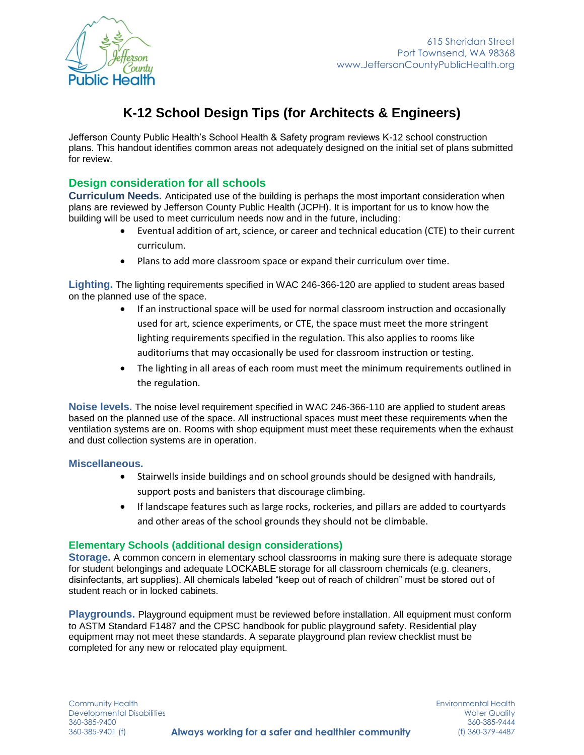615 Sheridan Street
Port Townsend, WA 98368
www.JeffersonCountyPublicHealth.org

# K-12 School Design Tips (for Architects & Engineers)

Jefferson County Public Health's School Health & Safety program reviews K-12 school construction plans. This handout identifies common areas not adequately designed on the initial set of plans submitted for review.

## Design consideration for all schools

**Curriculum Needs.** Anticipated use of the building is perhaps the most important consideration when plans are reviewed by Jefferson County Public Health (JCPH). It is important for us to know how the building will be used to meet curriculum needs now and in the future, including:

- Eventual addition of art, science, or career and technical education (CTE) to their current curriculum.
- Plans to add more classroom space or expand their curriculum over time.

**Lighting.** The lighting requirements specified in WAC 246-366-120 are applied to student areas based on the planned use of the space.

- If an instructional space will be used for normal classroom instruction and occasionally used for art, science experiments, or CTE, the space must meet the more stringent lighting requirements specified in the regulation. This also applies to rooms like auditoriums that may occasionally be used for classroom instruction or testing.
- The lighting in all areas of each room must meet the minimum requirements outlined in the regulation.

**Noise levels.** The noise level requirement specified in WAC 246-366-110 are applied to student areas based on the planned use of the space. All instructional spaces must meet these requirements when the ventilation systems are on. Rooms with shop equipment must meet these requirements when the exhaust and dust collection systems are in operation.

### Miscellaneous.

- Stairwells inside buildings and on school grounds should be designed with handrails, support posts and banisters that discourage climbing.
- If landscape features such as large rocks, rockeries, and pillars are added to courtyards and other areas of the school grounds they should not be climbable.

## Elementary Schools (additional design considerations)

**Storage.** A common concern in elementary school classrooms in making sure there is adequate storage for student belongings and adequate LOCKABLE storage for all classroom chemicals (e.g. cleaners, disinfectants, art supplies). All chemicals labeled "keep out of reach of children" must be stored out of student reach or in locked cabinets.

**Playgrounds.** Playground equipment must be reviewed before installation. All equipment must conform to ASTM Standard F1487 and the CPSC handbook for public playground safety. Residential play equipment may not meet these standards. A separate playground plan review checklist must be completed for any new or relocated play equipment.

Community Health
Developmental Disabilities
360-385-9400
360-385-9401 (f)

**Always working for a safer and healthier community**

Environmental Health
Water Quality
360-385-9444
(f) 360-379-4487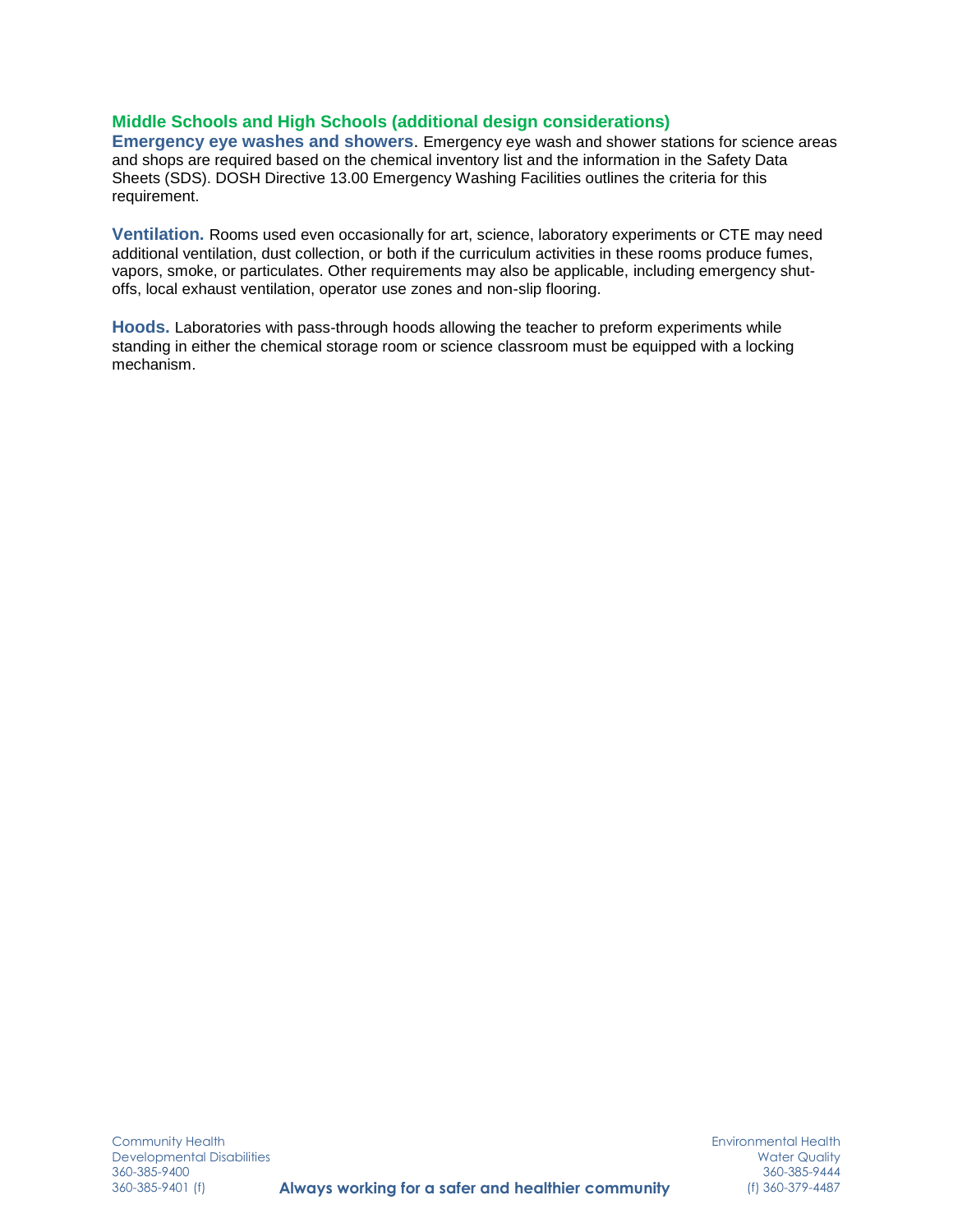## Middle Schools and High Schools (additional design considerations)

**Emergency eye washes and showers.** Emergency eye wash and shower stations for science areas and shops are required based on the chemical inventory list and the information in the Safety Data Sheets (SDS). DOSH Directive 13.00 Emergency Washing Facilities outlines the criteria for this requirement.

**Ventilation.** Rooms used even occasionally for art, science, laboratory experiments or CTE may need additional ventilation, dust collection, or both if the curriculum activities in these rooms produce fumes, vapors, smoke, or particulates. Other requirements may also be applicable, including emergency shut-offs, local exhaust ventilation, operator use zones and non-slip flooring.

**Hoods.** Laboratories with pass-through hoods allowing the teacher to preform experiments while standing in either the chemical storage room or science classroom must be equipped with a locking mechanism.